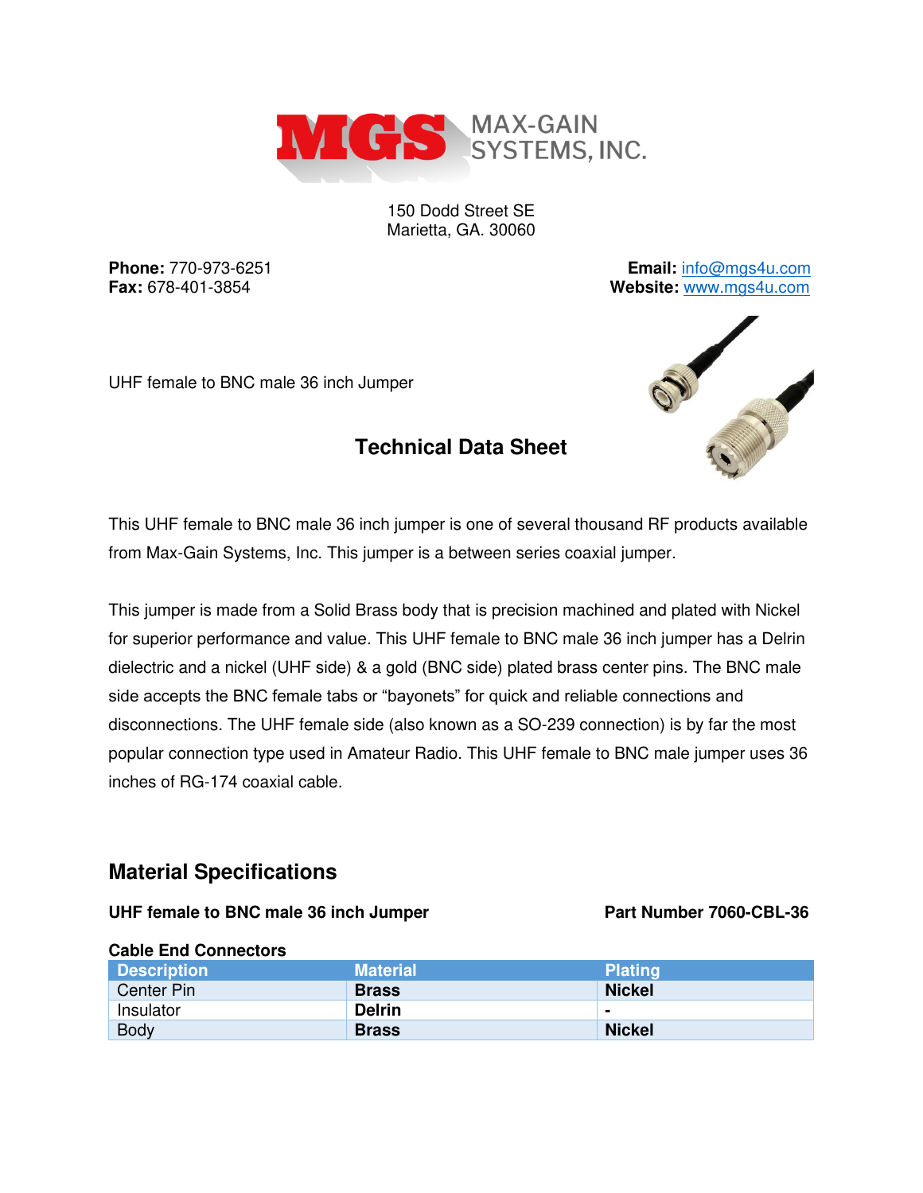MAX-GAIN SYSTEMS, INC.

150 Dodd Street SE
Marietta, GA. 30060

**Phone:** 770-973-6251
**Fax:** 678-401-3854

**Email:** info@mgs4u.com
**Website:** www.mgs4u.com

UHF female to BNC male 36 inch Jumper

## Technical Data Sheet

This UHF female to BNC male 36 inch jumper is one of several thousand RF products available from Max-Gain Systems, Inc. This jumper is a between series coaxial jumper.

This jumper is made from a Solid Brass body that is precision machined and plated with Nickel for superior performance and value. This UHF female to BNC male 36 inch jumper has a Delrin dielectric and a nickel (UHF side) & a gold (BNC side) plated brass center pins. The BNC male side accepts the BNC female tabs or "bayonets" for quick and reliable connections and disconnections. The UHF female side (also known as a SO-239 connection) is by far the most popular connection type used in Amateur Radio. This UHF female to BNC male jumper uses 36 inches of RG-174 coaxial cable.

## Material Specifications

**UHF female to BNC male 36 inch Jumper** **Part Number 7060-CBL-36**

**Cable End Connectors**

| Description | Material | Plating |
|---|---|---|
| Center Pin | **Brass** | **Nickel** |
| Insulator | **Delrin** | **-** |
| Body | **Brass** | **Nickel** |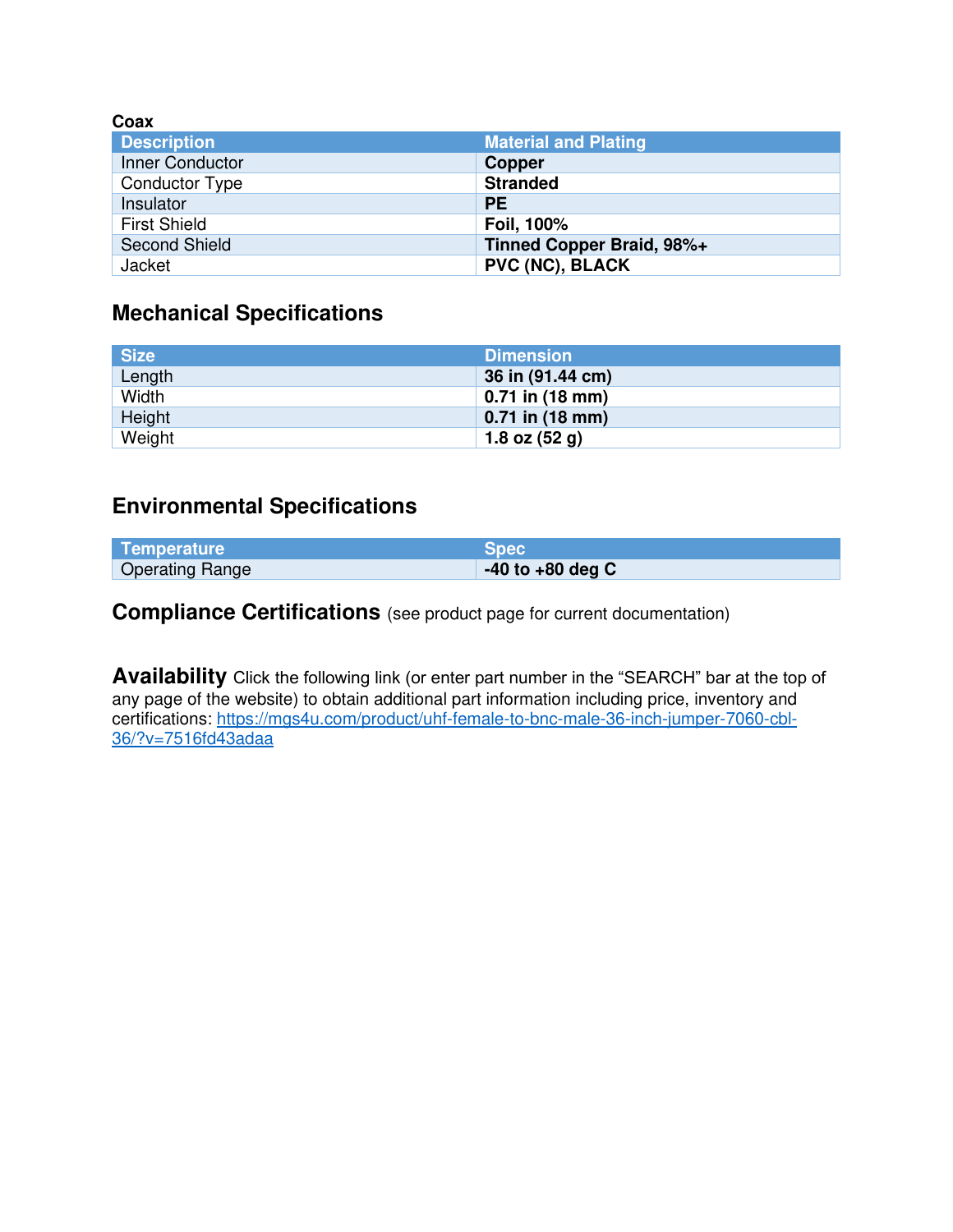**Coax**

| Description | Material and Plating |
| --- | --- |
| Inner Conductor | **Copper** |
| Conductor Type | **Stranded** |
| Insulator | **PE** |
| First Shield | **Foil, 100%** |
| Second Shield | **Tinned Copper Braid, 98%+** |
| Jacket | **PVC (NC), BLACK** |

## Mechanical Specifications

| Size | Dimension |
| --- | --- |
| Length | **36 in (91.44 cm)** |
| Width | **0.71 in (18 mm)** |
| Height | **0.71 in (18 mm)** |
| Weight | **1.8 oz (52 g)** |

## Environmental Specifications

| Temperature | Spec |
| --- | --- |
| Operating Range | **-40 to +80 deg C** |

## Compliance Certifications (see product page for current documentation)

## Availability

Click the following link (or enter part number in the "SEARCH" bar at the top of any page of the website) to obtain additional part information including price, inventory and certifications: https://mgs4u.com/product/uhf-female-to-bnc-male-36-inch-jumper-7060-cbl-36/?v=7516fd43adaa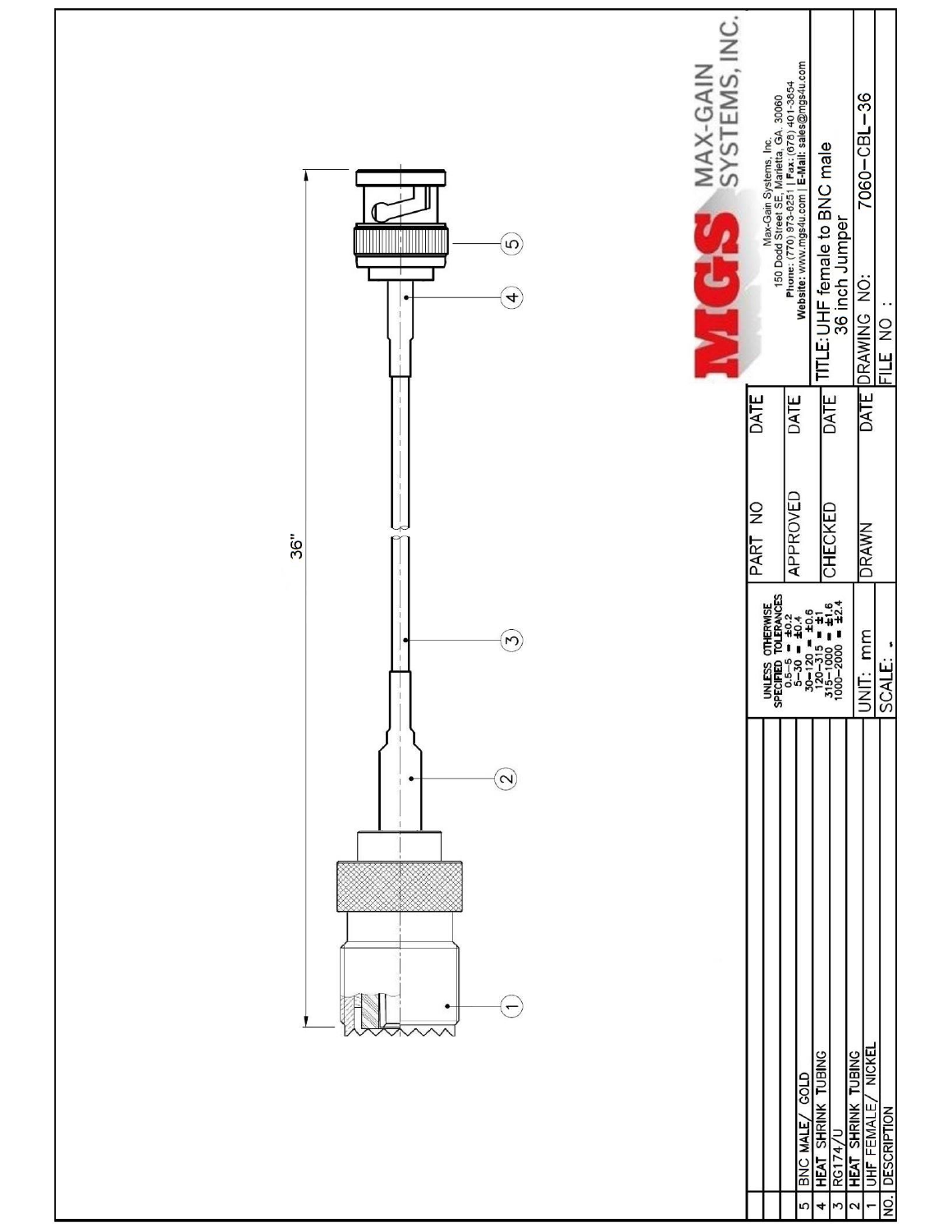36"

1 2 3 4 5

**MGS** MAX-GAIN SYSTEMS, INC.

Max-Gain Systems, Inc.
150 Dodd Street SE, Marietta, GA 30060
Phone: (770) 973-6251 | Fax: (678) 401-3654
Website: www.mgs4u.com | E-Mail: sales@mgs4u.com

| NO. | DESCRIPTION |
|---|---|
| 5 | BNC MALE/ GOLD |
| 4 | HEAT SHRINK TUBING |
| 3 | RG174/U |
| 2 | HEAT SHRINK TUBING |
| 1 | UHF FEMALE/ NICKEL |

UNLESS OTHERWISE SPECIFIED TOLERANCES
0.5–5 = ±0.2
5–30 = ±0.4
30–120 = ±0.6
120–315 = ±1
315–1000 = ±1.6
1000–2000 = ±2.4

UNIT: mm

SCALE: -

| | |
|---|---|
| PART NO | DATE |
| APPROVED | DATE |
| CHECKED | DATE |
| DRAWN | DATE |

TITLE: UHF female to BNC male 36 inch Jumper

DRAWING NO: 7060-CBL-36

FILE NO :